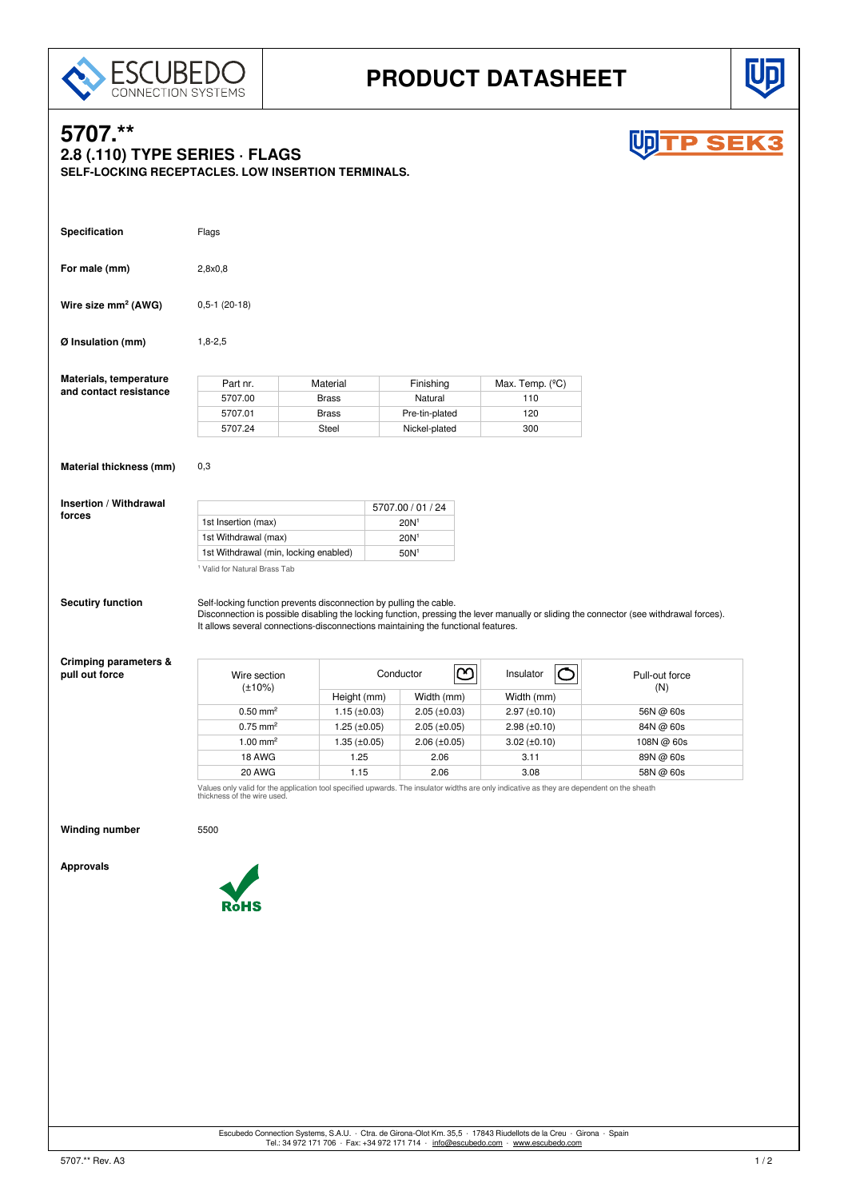ESCUBEDO CONNECTION SYSTEMS

# PRODUCT DATASHEET

## 5707.**

### 2.8 (.110) TYPE SERIES · FLAGS

**SELF-LOCKING RECEPTACLES. LOW INSERTION TERMINALS.**

TP SEK3

**Specification**

Flags

**For male (mm)**

2,8x0,8

**Wire size mm² (AWG)**

0,5-1 (20-18)

**Ø Insulation (mm)**

1,8-2,5

**Materials, temperature and contact resistance**

| Part nr. | Material | Finishing | Max. Temp. (ºC) |
|---|---|---|---|
| 5707.00 | Brass | Natural | 110 |
| 5707.01 | Brass | Pre-tin-plated | 120 |
| 5707.24 | Steel | Nickel-plated | 300 |

**Material thickness (mm)**

0,3

**Insertion / Withdrawal forces**

| | 5707.00 / 01 / 24 |
|---|---|
| 1st Insertion (max) | 20N[1] |
| 1st Withdrawal (max) | 20N[1] |
| 1st Withdrawal (min, locking enabled) | 50N[1] |

[1] Valid for Natural Brass Tab

**Secutiry function**

Self-locking function prevents disconnection by pulling the cable.
Disconnection is possible disabling the locking function, pressing the lever manually or sliding the connector (see withdrawal forces).
It allows several connections-disconnections maintaining the functional features.

**Crimping parameters & pull out force**

| Wire section (±10%) | Conductor | | Insulator | Pull-out force (N) |
|---|---|---|---|---|
| | Height (mm) | Width (mm) | Width (mm) | |
| 0.50 mm² | 1.15 (±0.03) | 2.05 (±0.03) | 2.97 (±0.10) | 56N @ 60s |
| 0.75 mm² | 1.25 (±0.05) | 2.05 (±0.05) | 2.98 (±0.10) | 84N @ 60s |
| 1.00 mm² | 1.35 (±0.05) | 2.06 (±0.05) | 3.02 (±0.10) | 108N @ 60s |
| 18 AWG | 1.25 | 2.06 | 3.11 | 89N @ 60s |
| 20 AWG | 1.15 | 2.06 | 3.08 | 58N @ 60s |

Values only valid for the application tool specified upwards. The insulator widths are only indicative as they are dependent on the sheath thickness of the wire used.

**Winding number**

5500

**Approvals**

RoHS

Escubedo Connection Systems, S.A.U. · Ctra. de Girona-Olot Km. 35,5 · 17843 Riudellots de la Creu · Girona · Spain
Tel.: 34 972 171 706 · Fax: +34 972 171 714 · info@escubedo.com · www.escubedo.com

5707.** Rev. A3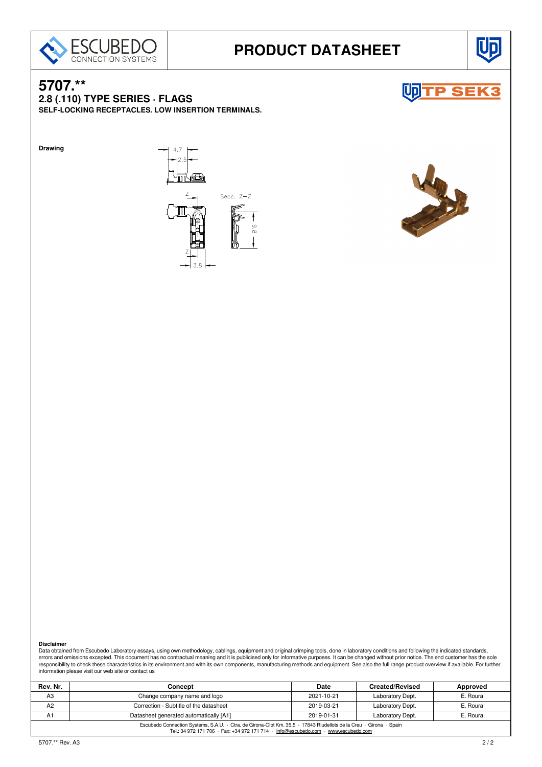# PRODUCT DATASHEET

## 5707.**

### 2.8 (.110) TYPE SERIES · FLAGS

**SELF-LOCKING RECEPTACLES. LOW INSERTION TERMINALS.**

**Drawing**

4.7
2.5
Z
Secc. Z−Z
9.8
Z
3.8

**Disclaimer**

Data obtained from Escubedo Laboratory essays, using own methodology, cablings, equipment and original crimping tools, done in laboratory conditions and following the indicated standards, errors and omissions excepted. This document has no contractual meaning and it is publicised only for informative purposes. It can be changed without prior notice. The end customer has the sole responsibility to check these characteristics in its environment and with its own components, manufacturing methods and equipment. See also the full range product overview if available. For further information please visit our web site or contact us

| Rev. Nr. | Concept | Date | Created/Revised | Approved |
|---|---|---|---|---|
| A3 | Change company name and logo | 2021-10-21 | Laboratory Dept. | E. Roura |
| A2 | Correction - Subtitle of the datasheet | 2019-03-21 | Laboratory Dept. | E. Roura |
| A1 | Datasheet generated automatically [A1] | 2019-01-31 | Laboratory Dept. | E. Roura |

Escubedo Connection Systems, S.A.U. · Ctra. de Girona-Olot Km. 35,5 · 17843 Riudellots de la Creu · Girona · Spain
Tel.: 34 972 171 706 · Fax: +34 972 171 714 · info@escubedo.com · www.escubedo.com